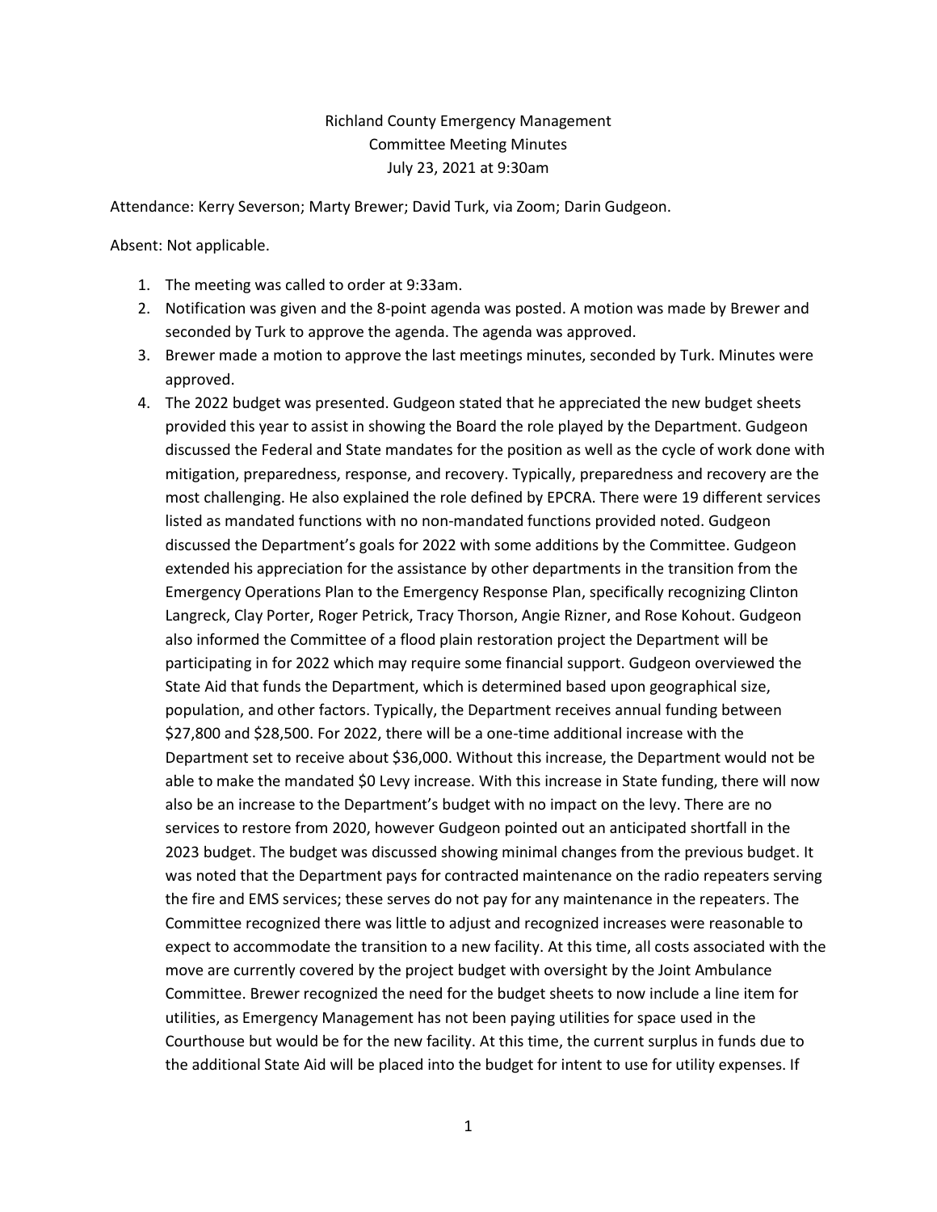Richland County Emergency Management
Committee Meeting Minutes
July 23, 2021 at 9:30am

Attendance: Kerry Severson; Marty Brewer; David Turk, via Zoom; Darin Gudgeon.

Absent: Not applicable.

1. The meeting was called to order at 9:33am.
2. Notification was given and the 8-point agenda was posted. A motion was made by Brewer and seconded by Turk to approve the agenda. The agenda was approved.
3. Brewer made a motion to approve the last meetings minutes, seconded by Turk. Minutes were approved.
4. The 2022 budget was presented. Gudgeon stated that he appreciated the new budget sheets provided this year to assist in showing the Board the role played by the Department. Gudgeon discussed the Federal and State mandates for the position as well as the cycle of work done with mitigation, preparedness, response, and recovery. Typically, preparedness and recovery are the most challenging. He also explained the role defined by EPCRA. There were 19 different services listed as mandated functions with no non-mandated functions provided noted. Gudgeon discussed the Department's goals for 2022 with some additions by the Committee. Gudgeon extended his appreciation for the assistance by other departments in the transition from the Emergency Operations Plan to the Emergency Response Plan, specifically recognizing Clinton Langreck, Clay Porter, Roger Petrick, Tracy Thorson, Angie Rizner, and Rose Kohout. Gudgeon also informed the Committee of a flood plain restoration project the Department will be participating in for 2022 which may require some financial support. Gudgeon overviewed the State Aid that funds the Department, which is determined based upon geographical size, population, and other factors. Typically, the Department receives annual funding between $27,800 and $28,500. For 2022, there will be a one-time additional increase with the Department set to receive about $36,000. Without this increase, the Department would not be able to make the mandated $0 Levy increase. With this increase in State funding, there will now also be an increase to the Department's budget with no impact on the levy. There are no services to restore from 2020, however Gudgeon pointed out an anticipated shortfall in the 2023 budget. The budget was discussed showing minimal changes from the previous budget. It was noted that the Department pays for contracted maintenance on the radio repeaters serving the fire and EMS services; these serves do not pay for any maintenance in the repeaters. The Committee recognized there was little to adjust and recognized increases were reasonable to expect to accommodate the transition to a new facility. At this time, all costs associated with the move are currently covered by the project budget with oversight by the Joint Ambulance Committee. Brewer recognized the need for the budget sheets to now include a line item for utilities, as Emergency Management has not been paying utilities for space used in the Courthouse but would be for the new facility. At this time, the current surplus in funds due to the additional State Aid will be placed into the budget for intent to use for utility expenses. If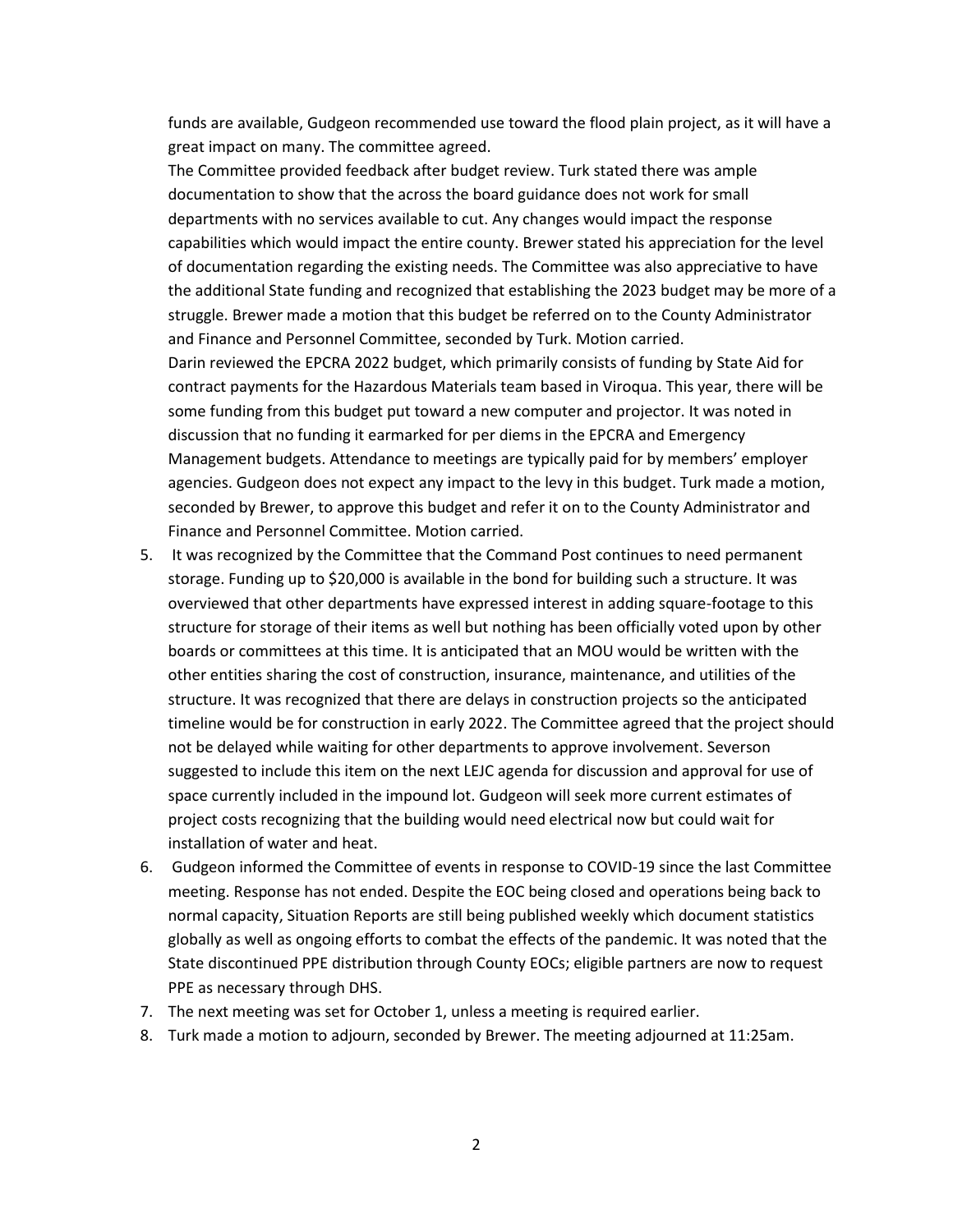funds are available, Gudgeon recommended use toward the flood plain project, as it will have a great impact on many. The committee agreed.

The Committee provided feedback after budget review. Turk stated there was ample documentation to show that the across the board guidance does not work for small departments with no services available to cut. Any changes would impact the response capabilities which would impact the entire county. Brewer stated his appreciation for the level of documentation regarding the existing needs. The Committee was also appreciative to have the additional State funding and recognized that establishing the 2023 budget may be more of a struggle. Brewer made a motion that this budget be referred on to the County Administrator and Finance and Personnel Committee, seconded by Turk. Motion carried.

Darin reviewed the EPCRA 2022 budget, which primarily consists of funding by State Aid for contract payments for the Hazardous Materials team based in Viroqua. This year, there will be some funding from this budget put toward a new computer and projector. It was noted in discussion that no funding it earmarked for per diems in the EPCRA and Emergency Management budgets. Attendance to meetings are typically paid for by members' employer agencies. Gudgeon does not expect any impact to the levy in this budget. Turk made a motion, seconded by Brewer, to approve this budget and refer it on to the County Administrator and Finance and Personnel Committee. Motion carried.

5. It was recognized by the Committee that the Command Post continues to need permanent storage. Funding up to $20,000 is available in the bond for building such a structure. It was overviewed that other departments have expressed interest in adding square-footage to this structure for storage of their items as well but nothing has been officially voted upon by other boards or committees at this time. It is anticipated that an MOU would be written with the other entities sharing the cost of construction, insurance, maintenance, and utilities of the structure. It was recognized that there are delays in construction projects so the anticipated timeline would be for construction in early 2022. The Committee agreed that the project should not be delayed while waiting for other departments to approve involvement. Severson suggested to include this item on the next LEJC agenda for discussion and approval for use of space currently included in the impound lot. Gudgeon will seek more current estimates of project costs recognizing that the building would need electrical now but could wait for installation of water and heat.
6. Gudgeon informed the Committee of events in response to COVID-19 since the last Committee meeting. Response has not ended. Despite the EOC being closed and operations being back to normal capacity, Situation Reports are still being published weekly which document statistics globally as well as ongoing efforts to combat the effects of the pandemic. It was noted that the State discontinued PPE distribution through County EOCs; eligible partners are now to request PPE as necessary through DHS.
7. The next meeting was set for October 1, unless a meeting is required earlier.
8. Turk made a motion to adjourn, seconded by Brewer. The meeting adjourned at 11:25am.